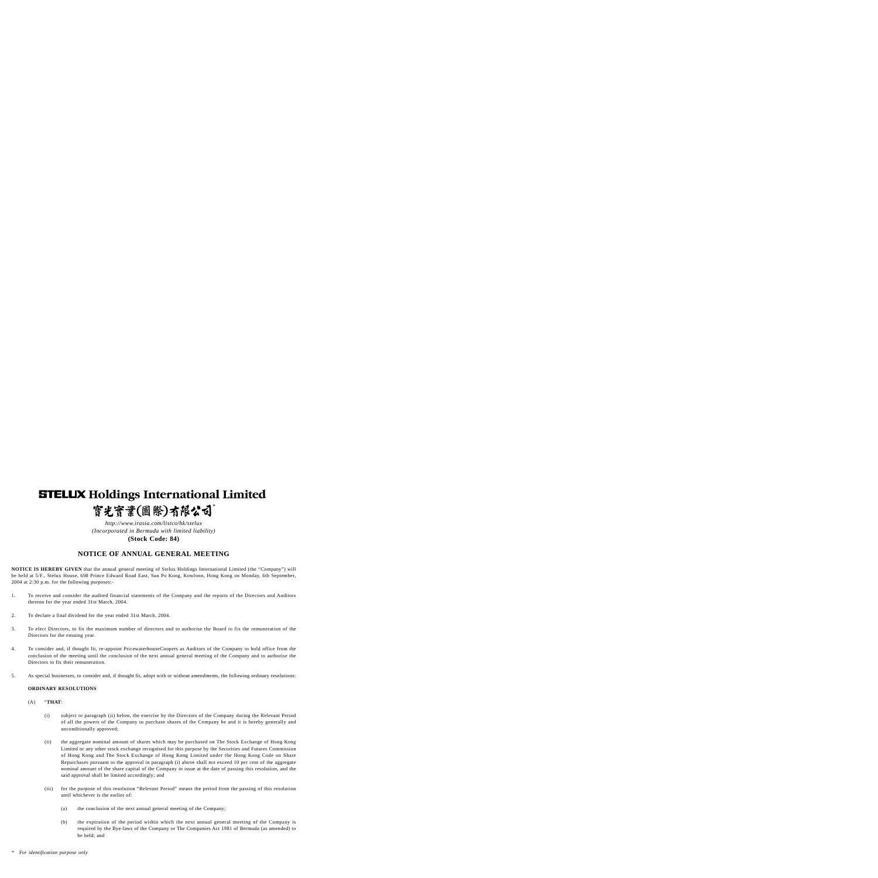# STELUX Holdings International Limited

# 寶光實業(國際)有限公司*

*http://www.irasia.com/listco/hk/stelux*

*(Incorporated in Bermuda with limited liability)*

**(Stock Code: 84)**

## NOTICE OF ANNUAL GENERAL MEETING

**NOTICE IS HEREBY GIVEN** that the annual general meeting of Stelux Holdings International Limited (the "Company") will be held at 5/F., Stelux House, 698 Prince Edward Road East, San Po Kong, Kowloon, Hong Kong on Monday, 6th September, 2004 at 2:30 p.m. for the following purposes:–

1. To receive and consider the audited financial statements of the Company and the reports of the Directors and Auditors thereon for the year ended 31st March, 2004.

2. To declare a final dividend for the year ended 31st March, 2004.

3. To elect Directors, to fix the maximum number of directors and to authorise the Board to fix the remuneration of the Directors for the ensuing year.

4. To consider and, if thought fit, re-appoint PricewaterhouseCoopers as Auditors of the Company to hold office from the conclusion of the meeting until the conclusion of the next annual general meeting of the Company and to authorise the Directors to fix their remuneration.

5. As special businesses, to consider and, if thought fit, adopt with or without amendments, the following ordinary resolutions:

   **ORDINARY RESOLUTIONS**

   (A) "**THAT**:

   (i) subject to paragraph (ii) below, the exercise by the Directors of the Company during the Relevant Period of all the powers of the Company to purchase shares of the Company be and it is hereby generally and unconditionally approved;

   (ii) the aggregate nominal amount of shares which may be purchased on The Stock Exchange of Hong Kong Limited or any other stock exchange recognised for this purpose by the Securities and Futures Commission of Hong Kong and The Stock Exchange of Hong Kong Limited under the Hong Kong Code on Share Repurchases pursuant to the approval in paragraph (i) above shall not exceed 10 per cent of the aggregate nominal amount of the share capital of the Company in issue at the date of passing this resolution, and the said approval shall be limited accordingly; and

   (iii) for the purpose of this resolution "Relevant Period" means the period from the passing of this resolution until whichever is the earlier of:

   (a) the conclusion of the next annual general meeting of the Company;

   (b) the expiration of the period within which the next annual general meeting of the Company is required by the Bye-laws of the Company or The Companies Act 1981 of Bermuda (as amended) to be held; and

*\* For identification purpose only*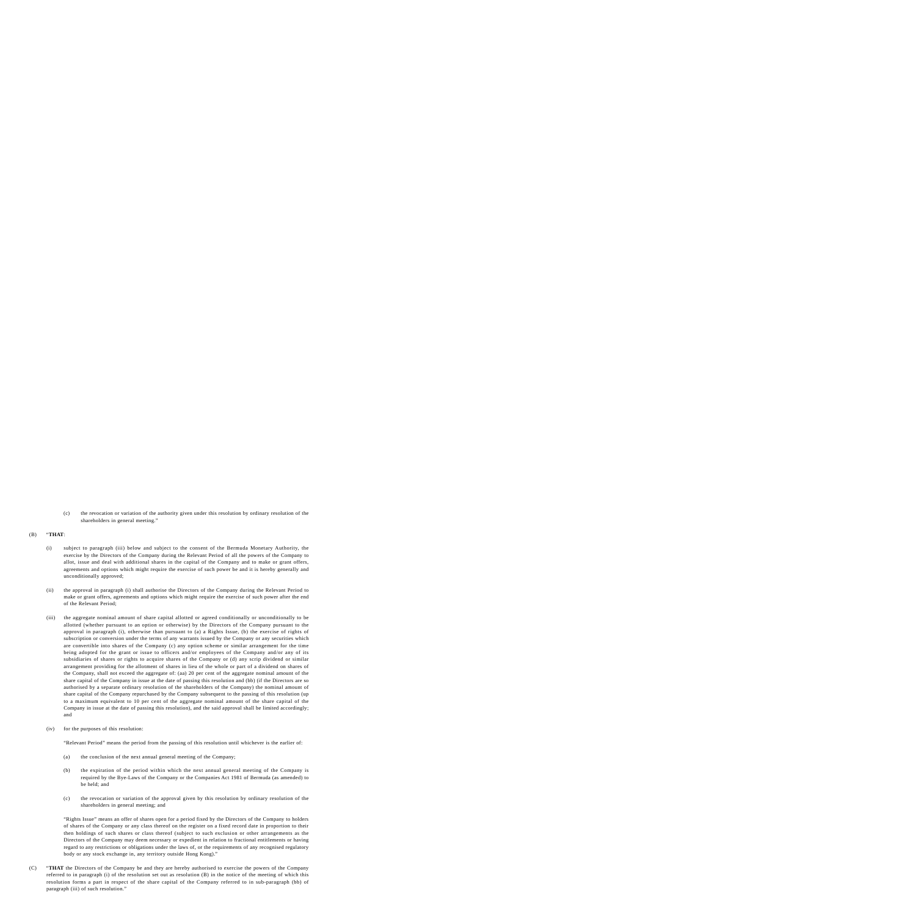(c) the revocation or variation of the authority given under this resolution by ordinary resolution of the shareholders in general meeting."

(B) "**THAT**:

(i) subject to paragraph (iii) below and subject to the consent of the Bermuda Monetary Authority, the exercise by the Directors of the Company during the Relevant Period of all the powers of the Company to allot, issue and deal with additional shares in the capital of the Company and to make or grant offers, agreements and options which might require the exercise of such power be and it is hereby generally and unconditionally approved;

(ii) the approval in paragraph (i) shall authorise the Directors of the Company during the Relevant Period to make or grant offers, agreements and options which might require the exercise of such power after the end of the Relevant Period;

(iii) the aggregate nominal amount of share capital allotted or agreed conditionally or unconditionally to be allotted (whether pursuant to an option or otherwise) by the Directors of the Company pursuant to the approval in paragraph (i), otherwise than pursuant to (a) a Rights Issue, (b) the exercise of rights of subscription or conversion under the terms of any warrants issued by the Company or any securities which are convertible into shares of the Company (c) any option scheme or similar arrangement for the time being adopted for the grant or issue to officers and/or employees of the Company and/or any of its subsidiaries of shares or rights to acquire shares of the Company or (d) any scrip dividend or similar arrangement providing for the allotment of shares in lieu of the whole or part of a dividend on shares of the Company, shall not exceed the aggregate of: (aa) 20 per cent of the aggregate nominal amount of the share capital of the Company in issue at the date of passing this resolution and (bb) (if the Directors are so authorised by a separate ordinary resolution of the shareholders of the Company) the nominal amount of share capital of the Company repurchased by the Company subsequent to the passing of this resolution (up to a maximum equivalent to 10 per cent of the aggregate nominal amount of the share capital of the Company in issue at the date of passing this resolution), and the said approval shall be limited accordingly; and

(iv) for the purposes of this resolution:

"Relevant Period" means the period from the passing of this resolution until whichever is the earlier of:

(a) the conclusion of the next annual general meeting of the Company;

(b) the expiration of the period within which the next annual general meeting of the Company is required by the Bye-Laws of the Company or the Companies Act 1981 of Bermuda (as amended) to be held; and

(c) the revocation or variation of the approval given by this resolution by ordinary resolution of the shareholders in general meeting; and

"Rights Issue" means an offer of shares open for a period fixed by the Directors of the Company to holders of shares of the Company or any class thereof on the register on a fixed record date in proportion to their then holdings of such shares or class thereof (subject to such exclusion or other arrangements as the Directors of the Company may deem necessary or expedient in relation to fractional entitlements or having regard to any restrictions or obligations under the laws of, or the requirements of any recognised regulatory body or any stock exchange in, any territory outside Hong Kong)."

(C) "**THAT** the Directors of the Company be and they are hereby authorised to exercise the powers of the Company referred to in paragraph (i) of the resolution set out as resolution (B) in the notice of the meeting of which this resolution forms a part in respect of the share capital of the Company referred to in sub-paragraph (bb) of paragraph (iii) of such resolution."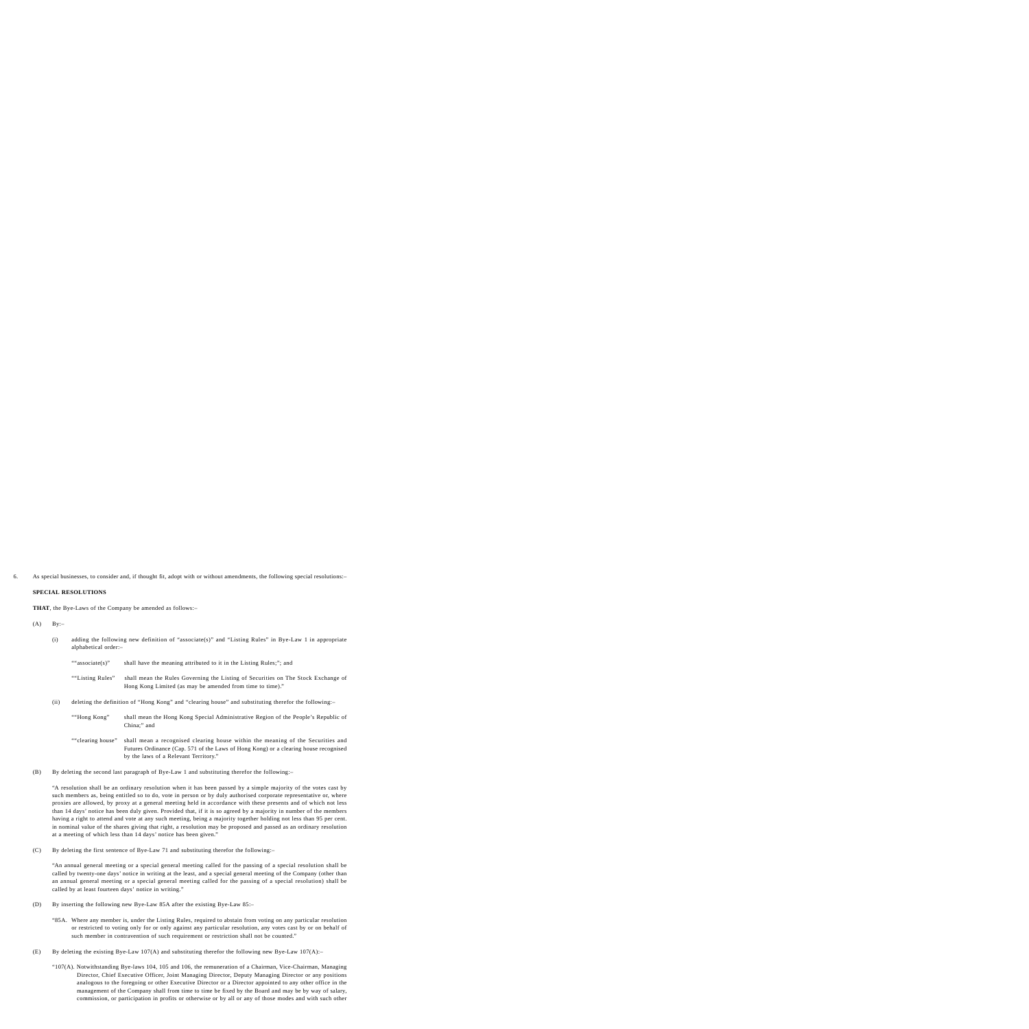6. As special businesses, to consider and, if thought fit, adopt with or without amendments, the following special resolutions:–

**SPECIAL RESOLUTIONS**

**THAT**, the Bye-Laws of the Company be amended as follows:–

(A) By:–

(i) adding the following new definition of "associate(s)" and "Listing Rules" in Bye-Law 1 in appropriate alphabetical order:–

""associate(s)" shall have the meaning attributed to it in the Listing Rules;"; and

""Listing Rules" shall mean the Rules Governing the Listing of Securities on The Stock Exchange of Hong Kong Limited (as may be amended from time to time)."

(ii) deleting the definition of "Hong Kong" and "clearing house" and substituting therefor the following:–

""Hong Kong" shall mean the Hong Kong Special Administrative Region of the People's Republic of China;" and

""clearing house" shall mean a recognised clearing house within the meaning of the Securities and Futures Ordinance (Cap. 571 of the Laws of Hong Kong) or a clearing house recognised by the laws of a Relevant Territory."

(B) By deleting the second last paragraph of Bye-Law 1 and substituting therefor the following:–

"A resolution shall be an ordinary resolution when it has been passed by a simple majority of the votes cast by such members as, being entitled so to do, vote in person or by duly authorised corporate representative or, where proxies are allowed, by proxy at a general meeting held in accordance with these presents and of which not less than 14 days' notice has been duly given. Provided that, if it is so agreed by a majority in number of the members having a right to attend and vote at any such meeting, being a majority together holding not less than 95 per cent. in nominal value of the shares giving that right, a resolution may be proposed and passed as an ordinary resolution at a meeting of which less than 14 days' notice has been given."

(C) By deleting the first sentence of Bye-Law 71 and substituting therefor the following:–

"An annual general meeting or a special general meeting called for the passing of a special resolution shall be called by twenty-one days' notice in writing at the least, and a special general meeting of the Company (other than an annual general meeting or a special general meeting called for the passing of a special resolution) shall be called by at least fourteen days' notice in writing."

(D) By inserting the following new Bye-Law 85A after the existing Bye-Law 85:–

"85A. Where any member is, under the Listing Rules, required to abstain from voting on any particular resolution or restricted to voting only for or only against any particular resolution, any votes cast by or on behalf of such member in contravention of such requirement or restriction shall not be counted."

(E) By deleting the existing Bye-Law 107(A) and substituting therefor the following new Bye-Law 107(A):–

"107(A). Notwithstanding Bye-laws 104, 105 and 106, the remuneration of a Chairman, Vice-Chairman, Managing Director, Chief Executive Officer, Joint Managing Director, Deputy Managing Director or any positions analogous to the foregoing or other Executive Director or a Director appointed to any other office in the management of the Company shall from time to time be fixed by the Board and may be by way of salary, commission, or participation in profits or otherwise or by all or any of those modes and with such other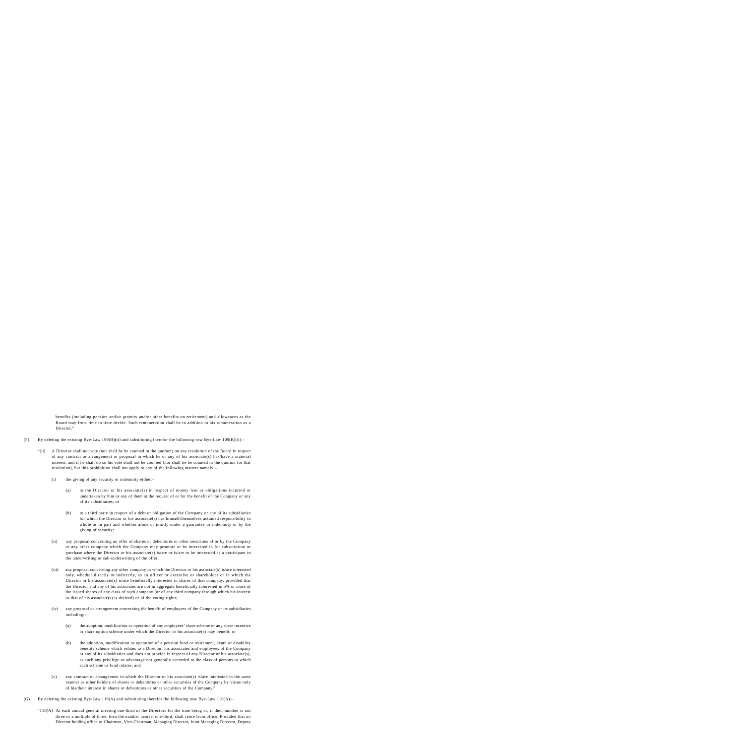benefits (including pension and/or gratuity and/or other benefits on retirement) and allowances as the Board may from time to time decide. Such remuneration shall be in addition to his remuneration as a Director."

(F) By deleting the existing Bye-Law 109(B)(ii) and substituting therefor the following new Bye-Law 109(B)(ii):–

"(ii) A Director shall not vote (nor shall he be counted in the quorum) on any resolution of the Board in respect of any contract or arrangement or proposal in which he or any of his associate(s) has/have a material interest, and if he shall do so his vote shall not be counted (nor shall he be counted in the quorum for that resolution), but this prohibition shall not apply to any of the following matters namely:–

(i) the giving of any security or indemnity either:–

(a) to the Director or his associate(s) in respect of money lent or obligations incurred or undertaken by him or any of them at the request of or for the benefit of the Company or any of its subsidiaries; or

(b) to a third party in respect of a debt or obligation of the Company or any of its subsidiaries for which the Director or his associate(s) has himself/themselves assumed responsibility in whole or in part and whether alone or jointly under a guarantee or indemnity or by the giving of security;

(ii) any proposal concerning an offer of shares or debentures or other securities of or by the Company or any other company which the Company may promote or be interested in for subscription or purchase where the Director or his associate(s) is/are or is/are to be interested as a participant in the underwriting or sub-underwriting of the offer;

(iii) any proposal concerning any other company in which the Director or his associate(s) is/are interested only, whether directly or indirectly, as an officer or executive or shareholder or in which the Director or his associate(s) is/are beneficially interested in shares of that company, provided that the Director and any of his associates are not in aggregate beneficially interested in 5% or more of the issued shares of any class of such company (or of any third company through which his interest or that of his associate(s) is derived) or of the voting rights;

(iv) any proposal or arrangement concerning the benefit of employees of the Company or its subsidiaries including:–

(a) the adoption, modification or operation of any employees' share scheme or any share incentive or share option scheme under which the Director or his associate(s) may benefit; or

(b) the adoption, modification or operation of a pension fund or retirement, death or disability benefits scheme which relates to a Director, his associates and employees of the Company or any of its subsidiaries and does not provide in respect of any Director or his associate(s), as such any privilege or advantage not generally accorded to the class of persons to which such scheme or fund relates; and

(v) any contract or arrangement in which the Director or his associate(s) is/are interested in the same manner as other holders of shares or debentures or other securities of the Company by virtue only of his/their interest in shares or debentures or other securities of the Company."

(G) By deleting the existing Bye-Law 110(A) and substituting therefor the following new Bye-Law 110(A):–

"110(A) At each annual general meeting one-third of the Directors for the time being or, if their number is not three or a multiple of three, then the number nearest one-third, shall retire from office, Provided that no Director holding office as Chairman, Vice-Chairman, Managing Director, Joint Managing Director, Deputy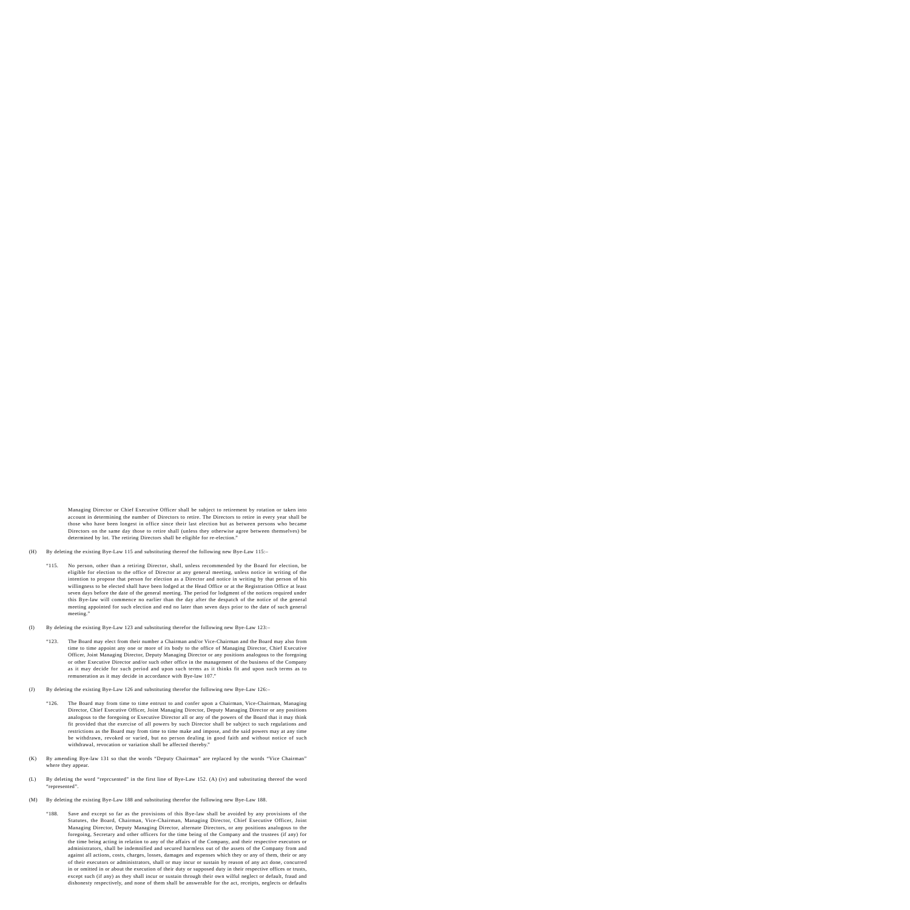Managing Director or Chief Executive Officer shall be subject to retirement by rotation or taken into account in determining the number of Directors to retire. The Directors to retire in every year shall be those who have been longest in office since their last election but as between persons who became Directors on the same day those to retire shall (unless they otherwise agree between themselves) be determined by lot. The retiring Directors shall be eligible for re-election."

(H) By deleting the existing Bye-Law 115 and substituting thereof the following new Bye-Law 115:–

"115. No person, other than a retiring Director, shall, unless recommended by the Board for election, be eligible for election to the office of Director at any general meeting, unless notice in writing of the intention to propose that person for election as a Director and notice in writing by that person of his willingness to be elected shall have been lodged at the Head Office or at the Registration Office at least seven days before the date of the general meeting. The period for lodgment of the notices required under this Bye-law will commence no earlier than the day after the despatch of the notice of the general meeting appointed for such election and end no later than seven days prior to the date of such general meeting."

(I) By deleting the existing Bye-Law 123 and substituting therefor the following new Bye-Law 123:–

"123. The Board may elect from their number a Chairman and/or Vice-Chairman and the Board may also from time to time appoint any one or more of its body to the office of Managing Director, Chief Executive Officer, Joint Managing Director, Deputy Managing Director or any positions analogous to the foregoing or other Executive Director and/or such other office in the management of the business of the Company as it may decide for such period and upon such terms as it thinks fit and upon such terms as to remuneration as it may decide in accordance with Bye-law 107."

(J) By deleting the existing Bye-Law 126 and substituting therefor the following new Bye-Law 126:–

"126. The Board may from time to time entrust to and confer upon a Chairman, Vice-Chairman, Managing Director, Chief Executive Officer, Joint Managing Director, Deputy Managing Director or any positions analogous to the foregoing or Executive Director all or any of the powers of the Board that it may think fit provided that the exercise of all powers by such Director shall be subject to such regulations and restrictions as the Board may from time to time make and impose, and the said powers may at any time be withdrawn, revoked or varied, but no person dealing in good faith and without notice of such withdrawal, revocation or variation shall be affected thereby."

(K) By amending Bye-law 131 so that the words "Deputy Chairman" are replaced by the words "Vice Chairman" where they appear.

(L) By deleting the word "reprcsented" in the first line of Bye-Law 152. (A) (iv) and substituting thereof the word "represented".

(M) By deleting the existing Bye-Law 188 and substituting therefor the following new Bye-Law 188.

"188. Save and except so far as the provisions of this Bye-law shall be avoided by any provisions of the Statutes, the Board, Chairman, Vice-Chairman, Managing Director, Chief Executive Officer, Joint Managing Director, Deputy Managing Director, alternate Directors, or any positions analogous to the foregoing, Secretary and other officers for the time being of the Company and the trustees (if any) for the time being acting in relation to any of the affairs of the Company, and their respective executors or administrators, shall be indemnified and secured harmless out of the assets of the Company from and against all actions, costs, charges, losses, damages and expenses which they or any of them, their or any of their executors or administrators, shall or may incur or sustain by reason of any act done, concurred in or omitted in or about the execution of their duty or supposed duty in their respective offices or trusts, except such (if any) as they shall incur or sustain through their own wilful neglect or default, fraud and dishonesty respectively, and none of them shall be answerable for the act, receipts, neglects or defaults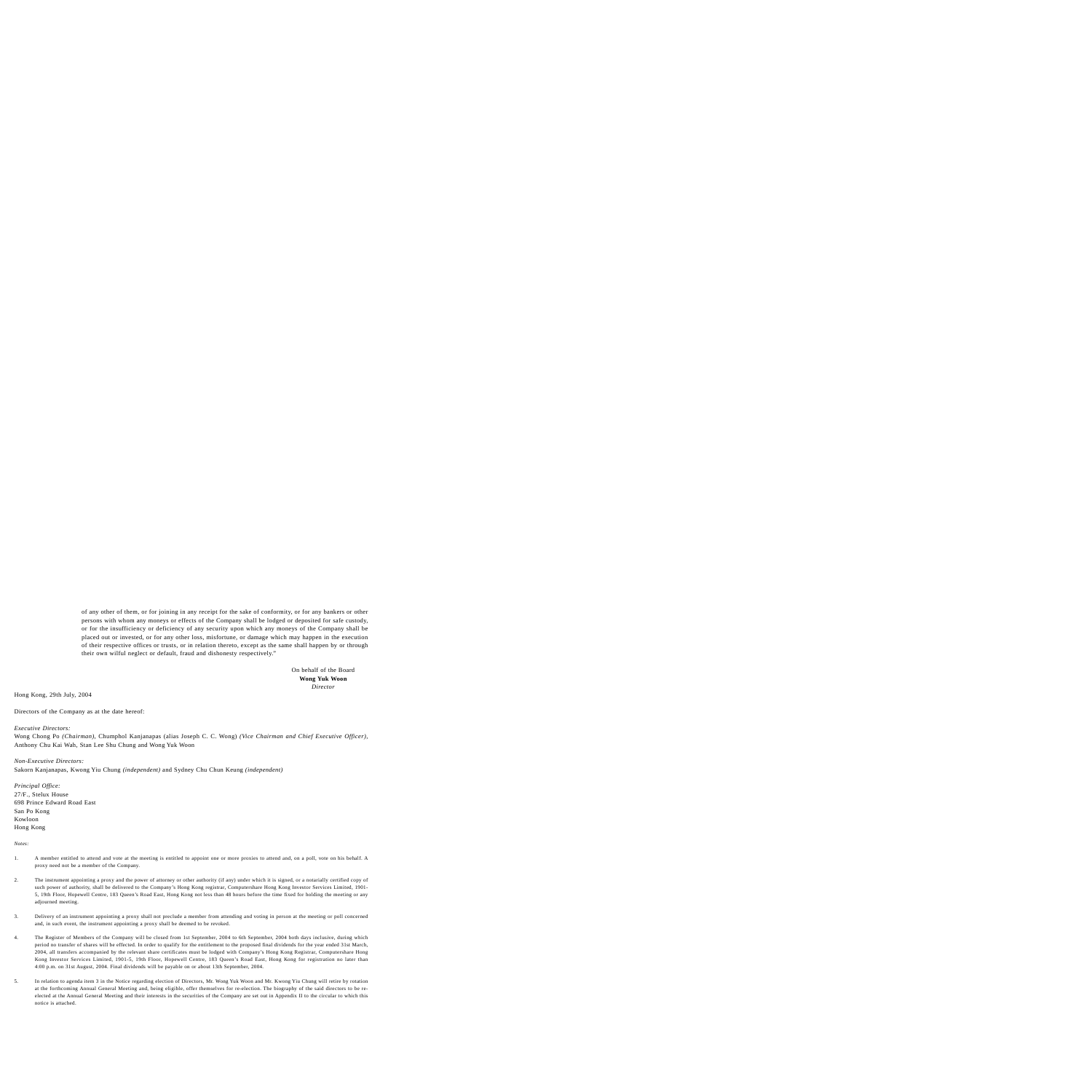of any other of them, or for joining in any receipt for the sake of conformity, or for any bankers or other persons with whom any moneys or effects of the Company shall be lodged or deposited for safe custody, or for the insufficiency or deficiency of any security upon which any moneys of the Company shall be placed out or invested, or for any other loss, misfortune, or damage which may happen in the execution of their respective offices or trusts, or in relation thereto, except as the same shall happen by or through their own wilful neglect or default, fraud and dishonesty respectively."

On behalf of the Board
**Wong Yuk Woon**
*Director*

Hong Kong, 29th July, 2004

Directors of the Company as at the date hereof:

*Executive Directors:*
Wong Chong Po *(Chairman)*, Chumphol Kanjanapas (alias Joseph C. C. Wong) *(Vice Chairman and Chief Executive Officer)*, Anthony Chu Kai Wah, Stan Lee Shu Chung and Wong Yuk Woon

*Non-Executive Directors:*
Sakorn Kanjanapas, Kwong Yiu Chung *(independent)* and Sydney Chu Chun Keung *(independent)*

*Principal Office:*
27/F., Stelux House
698 Prince Edward Road East
San Po Kong
Kowloon
Hong Kong

*Notes:*

1. A member entitled to attend and vote at the meeting is entitled to appoint one or more proxies to attend and, on a poll, vote on his behalf. A proxy need not be a member of the Company.

2. The instrument appointing a proxy and the power of attorney or other authority (if any) under which it is signed, or a notarially certified copy of such power of authority, shall be delivered to the Company's Hong Kong registrar, Computershare Hong Kong Investor Services Limited, 1901-5, 19th Floor, Hopewell Centre, 183 Queen's Road East, Hong Kong not less than 48 hours before the time fixed for holding the meeting or any adjourned meeting.

3. Delivery of an instrument appointing a proxy shall not preclude a member from attending and voting in person at the meeting or poll concerned and, in such event, the instrument appointing a proxy shall be deemed to be revoked.

4. The Register of Members of the Company will be closed from 1st September, 2004 to 6th September, 2004 both days inclusive, during which period no transfer of shares will be effected. In order to qualify for the entitlement to the proposed final dividends for the year ended 31st March, 2004, all transfers accompanied by the relevant share certificates must be lodged with Company's Hong Kong Registrar, Computershare Hong Kong Investor Services Limited, 1901-5, 19th Floor, Hopewell Centre, 183 Queen's Road East, Hong Kong for registration no later than 4:00 p.m. on 31st August, 2004. Final dividends will be payable on or about 13th September, 2004.

5. In relation to agenda item 3 in the Notice regarding election of Directors, Mr. Wong Yuk Woon and Mr. Kwong Yiu Chung will retire by rotation at the forthcoming Annual General Meeting and, being eligible, offer themselves for re-election. The biography of the said directors to be re-elected at the Annual General Meeting and their interests in the securities of the Company are set out in Appendix II to the circular to which this notice is attached.